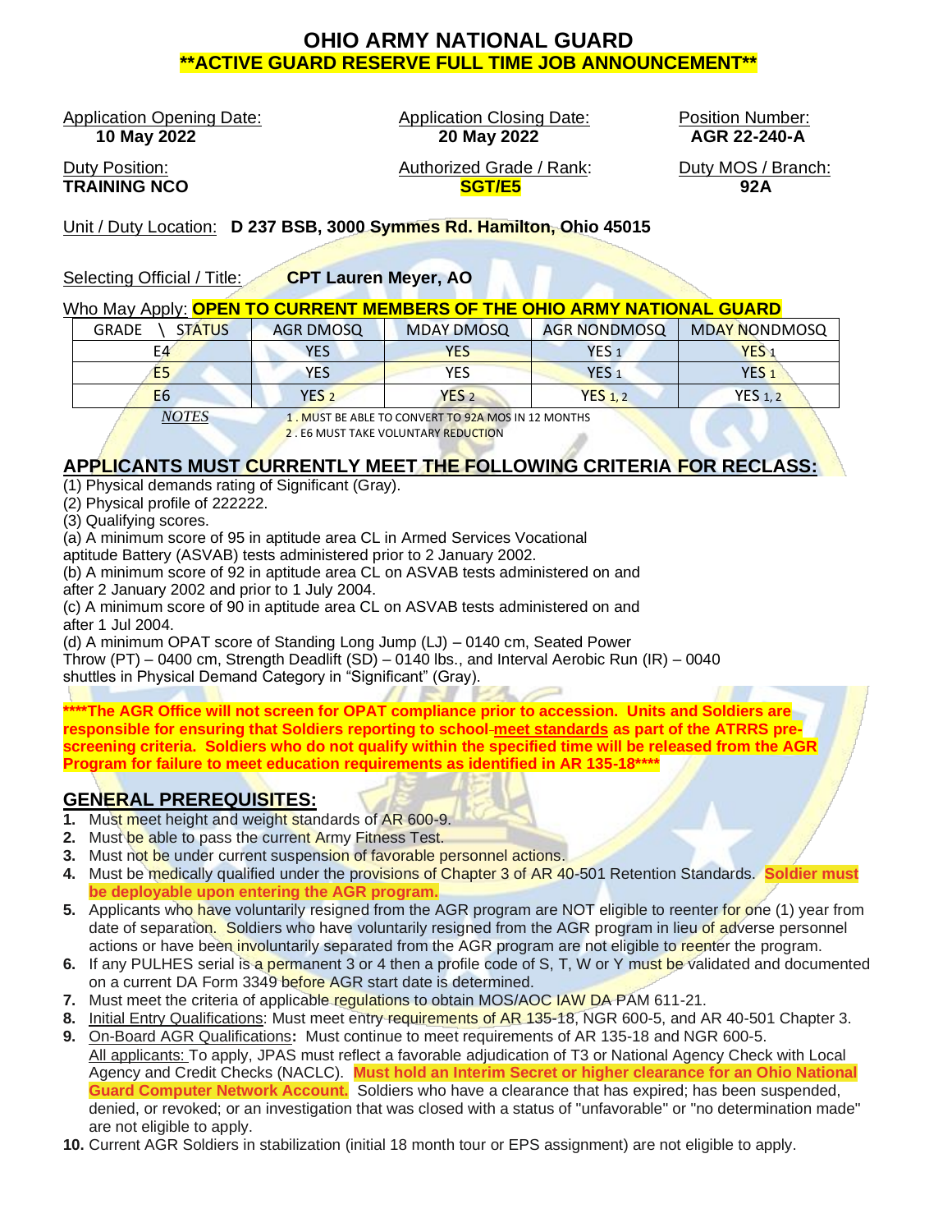# OHIO ARMY NATIONAL GUARD

## **ACTIVE GUARD RESERVE FULL TIME JOB ANNOUNCEMENT**

Application Opening Date: **10 May 2022**

Application Closing Date: **20 May 2022**

Position Number: **AGR 22-240-A**

Duty Position: **TRAINING NCO**

Authorized Grade / Rank: **SGT/E5**

Duty MOS / Branch: **92A**

Unit / Duty Location: **D 237 BSB, 3000 Symmes Rd. Hamilton, Ohio 45015**

Selecting Official / Title: **CPT Lauren Meyer, AO**

Who May Apply: **OPEN TO CURRENT MEMBERS OF THE OHIO ARMY NATIONAL GUARD**

| GRADE \ STATUS | AGR DMOSQ | MDAY DMOSQ | AGR NONDMOSQ | MDAY NONDMOSQ |
|---|---|---|---|---|
| E4 | YES | YES | YES 1 | YES 1 |
| E5 | YES | YES | YES 1 | YES 1 |
| E6 | YES 2 | YES 2 | YES 1, 2 | YES 1, 2 |

*NOTES*
1. MUST BE ABLE TO CONVERT TO 92A MOS IN 12 MONTHS
2. E6 MUST TAKE VOLUNTARY REDUCTION

## APPLICANTS MUST CURRENTLY MEET THE FOLLOWING CRITERIA FOR RECLASS:

(1) Physical demands rating of Significant (Gray).
(2) Physical profile of 222222.
(3) Qualifying scores.
(a) A minimum score of 95 in aptitude area CL in Armed Services Vocational aptitude Battery (ASVAB) tests administered prior to 2 January 2002.
(b) A minimum score of 92 in aptitude area CL on ASVAB tests administered on and after 2 January 2002 and prior to 1 July 2004.
(c) A minimum score of 90 in aptitude area CL on ASVAB tests administered on and after 1 Jul 2004.
(d) A minimum OPAT score of Standing Long Jump (LJ) – 0140 cm, Seated Power Throw (PT) – 0400 cm, Strength Deadlift (SD) – 0140 lbs., and Interval Aerobic Run (IR) – 0040 shuttles in Physical Demand Category in "Significant" (Gray).

**\*\*\*\*The AGR Office will not screen for OPAT compliance prior to accession. Units and Soldiers are responsible for ensuring that Soldiers reporting to school meet standards as part of the ATRRS pre-screening criteria. Soldiers who do not qualify within the specified time will be released from the AGR Program for failure to meet education requirements as identified in AR 135-18\*\*\*\***

## GENERAL PREREQUISITES:

1. Must meet height and weight standards of AR 600-9.
2. Must be able to pass the current Army Fitness Test.
3. Must not be under current suspension of favorable personnel actions.
4. Must be medically qualified under the provisions of Chapter 3 of AR 40-501 Retention Standards. **Soldier must be deployable upon entering the AGR program.**
5. Applicants who have voluntarily resigned from the AGR program are NOT eligible to reenter for one (1) year from date of separation. Soldiers who have voluntarily resigned from the AGR program in lieu of adverse personnel actions or have been involuntarily separated from the AGR program are not eligible to reenter the program.
6. If any PULHES serial is a permanent 3 or 4 then a profile code of S, T, W or Y must be validated and documented on a current DA Form 3349 before AGR start date is determined.
7. Must meet the criteria of applicable regulations to obtain MOS/AOC IAW DA PAM 611-21.
8. Initial Entry Qualifications: Must meet entry requirements of AR 135-18, NGR 600-5, and AR 40-501 Chapter 3.
9. On-Board AGR Qualifications**:** Must continue to meet requirements of AR 135-18 and NGR 600-5.
   All applicants: To apply, JPAS must reflect a favorable adjudication of T3 or National Agency Check with Local Agency and Credit Checks (NACLC). **Must hold an Interim Secret or higher clearance for an Ohio National Guard Computer Network Account.** Soldiers who have a clearance that has expired; has been suspended, denied, or revoked; or an investigation that was closed with a status of "unfavorable" or "no determination made" are not eligible to apply.
10. Current AGR Soldiers in stabilization (initial 18 month tour or EPS assignment) are not eligible to apply.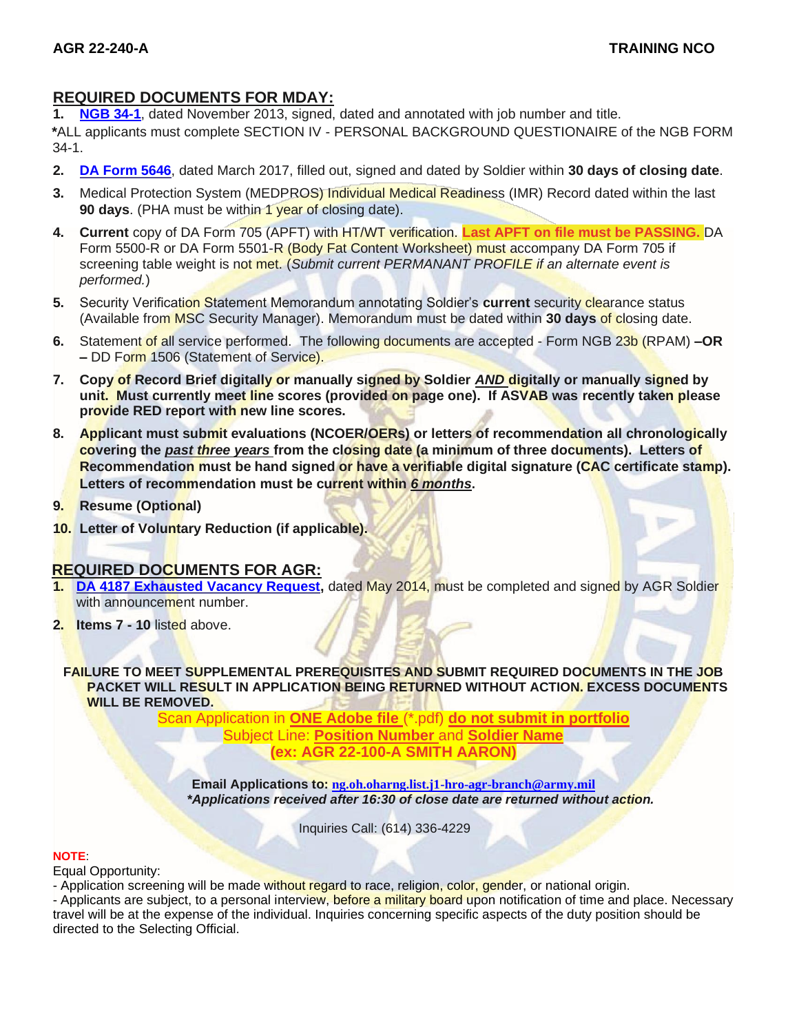**AGR 22-240-A** **TRAINING NCO**

## REQUIRED DOCUMENTS FOR MDAY:

1. **NGB 34-1**, dated November 2013, signed, dated and annotated with job number and title.

**\***ALL applicants must complete SECTION IV - PERSONAL BACKGROUND QUESTIONAIRE of the NGB FORM 34-1.

2. **DA Form 5646**, dated March 2017, filled out, signed and dated by Soldier within **30 days of closing date**.
3. Medical Protection System (MEDPROS) Individual Medical Readiness (IMR) Record dated within the last **90 days**. (PHA must be within 1 year of closing date).
4. **Current** copy of DA Form 705 (APFT) with HT/WT verification. **Last APFT on file must be PASSING.** DA Form 5500-R or DA Form 5501-R (Body Fat Content Worksheet) must accompany DA Form 705 if screening table weight is not met. (*Submit current PERMANANT PROFILE if an alternate event is performed.*)
5. Security Verification Statement Memorandum annotating Soldier's **current** security clearance status (Available from MSC Security Manager). Memorandum must be dated within **30 days** of closing date.
6. Statement of all service performed. The following documents are accepted - Form NGB 23b (RPAM) **–OR –** DD Form 1506 (Statement of Service).
7. **Copy of Record Brief digitally or manually signed by Soldier *AND* digitally or manually signed by unit. Must currently meet line scores (provided on page one). If ASVAB was recently taken please provide RED report with new line scores.**
8. **Applicant must submit evaluations (NCOER/OERs) or letters of recommendation all chronologically covering the *past three years* from the closing date (a minimum of three documents). Letters of Recommendation must be hand signed or have a verifiable digital signature (CAC certificate stamp). Letters of recommendation must be current within *6 months*.**
9. **Resume (Optional)**
10. **Letter of Voluntary Reduction (if applicable).**

## REQUIRED DOCUMENTS FOR AGR:

1. **DA 4187 Exhausted Vacancy Request,** dated May 2014, must be completed and signed by AGR Soldier with announcement number.
2. **Items 7 - 10** listed above.

**FAILURE TO MEET SUPPLEMENTAL PREREQUISITES AND SUBMIT REQUIRED DOCUMENTS IN THE JOB PACKET WILL RESULT IN APPLICATION BEING RETURNED WITHOUT ACTION. EXCESS DOCUMENTS WILL BE REMOVED.**

Scan Application in **ONE Adobe file** (*.pdf) **do not submit in portfolio**
Subject Line: **Position Number** and **Soldier Name**
**(ex: AGR 22-100-A SMITH AARON)**

**Email Applications to:** ng.oh.oharng.list.j1-hro-agr-branch@army.mil
***\*Applications received after 16:30 of close date are returned without action.***

Inquiries Call: (614) 336-4229

**NOTE**:
Equal Opportunity:
- Application screening will be made without regard to race, religion, color, gender, or national origin.
- Applicants are subject, to a personal interview, before a military board upon notification of time and place. Necessary travel will be at the expense of the individual. Inquiries concerning specific aspects of the duty position should be directed to the Selecting Official.